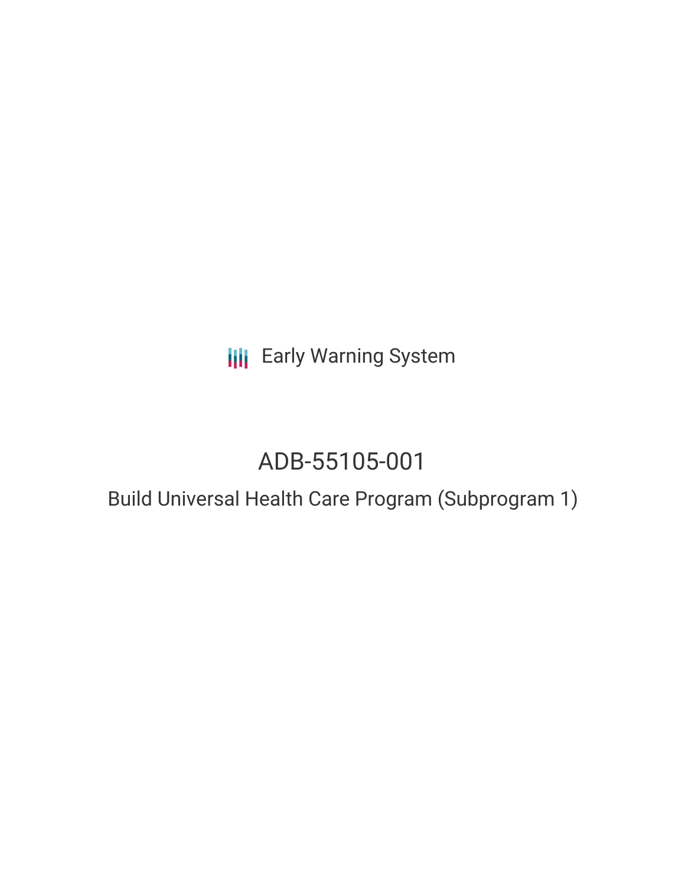Early Warning System

# ADB-55105-001

## Build Universal Health Care Program (Subprogram 1)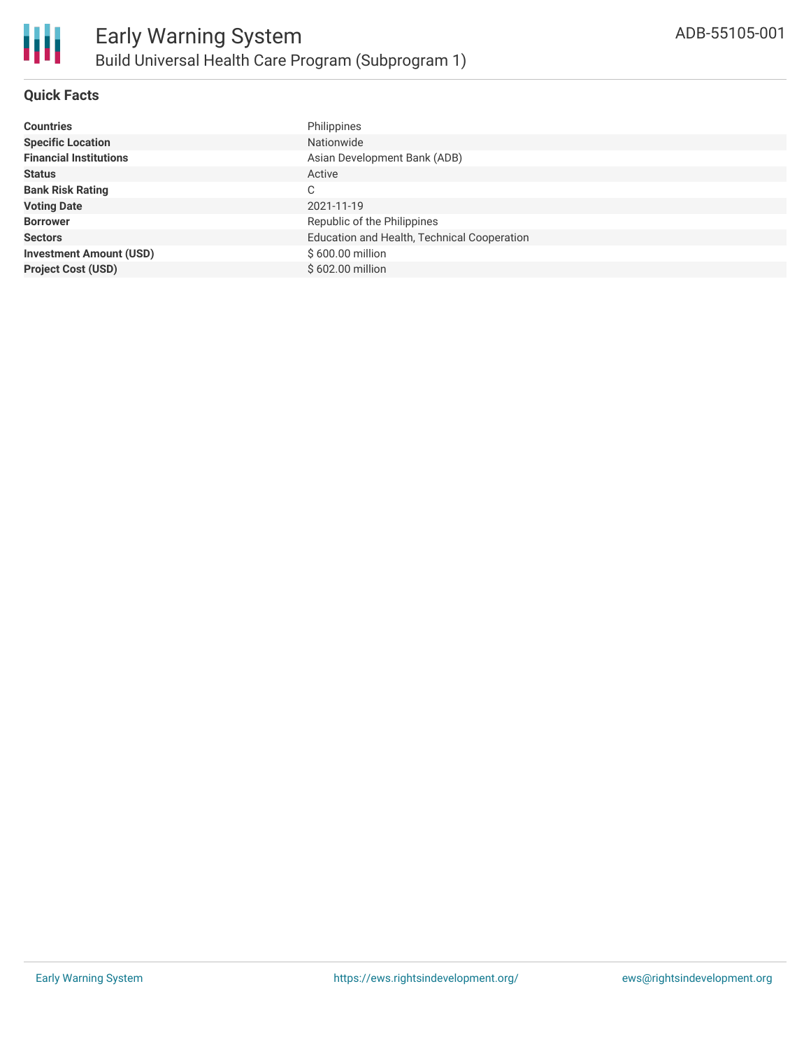## Quick Facts

| | |
|---|---|
| **Countries** | Philippines |
| **Specific Location** | Nationwide |
| **Financial Institutions** | Asian Development Bank (ADB) |
| **Status** | Active |
| **Bank Risk Rating** | C |
| **Voting Date** | 2021-11-19 |
| **Borrower** | Republic of the Philippines |
| **Sectors** | Education and Health, Technical Cooperation |
| **Investment Amount (USD)** | $ 600.00 million |
| **Project Cost (USD)** | $ 602.00 million |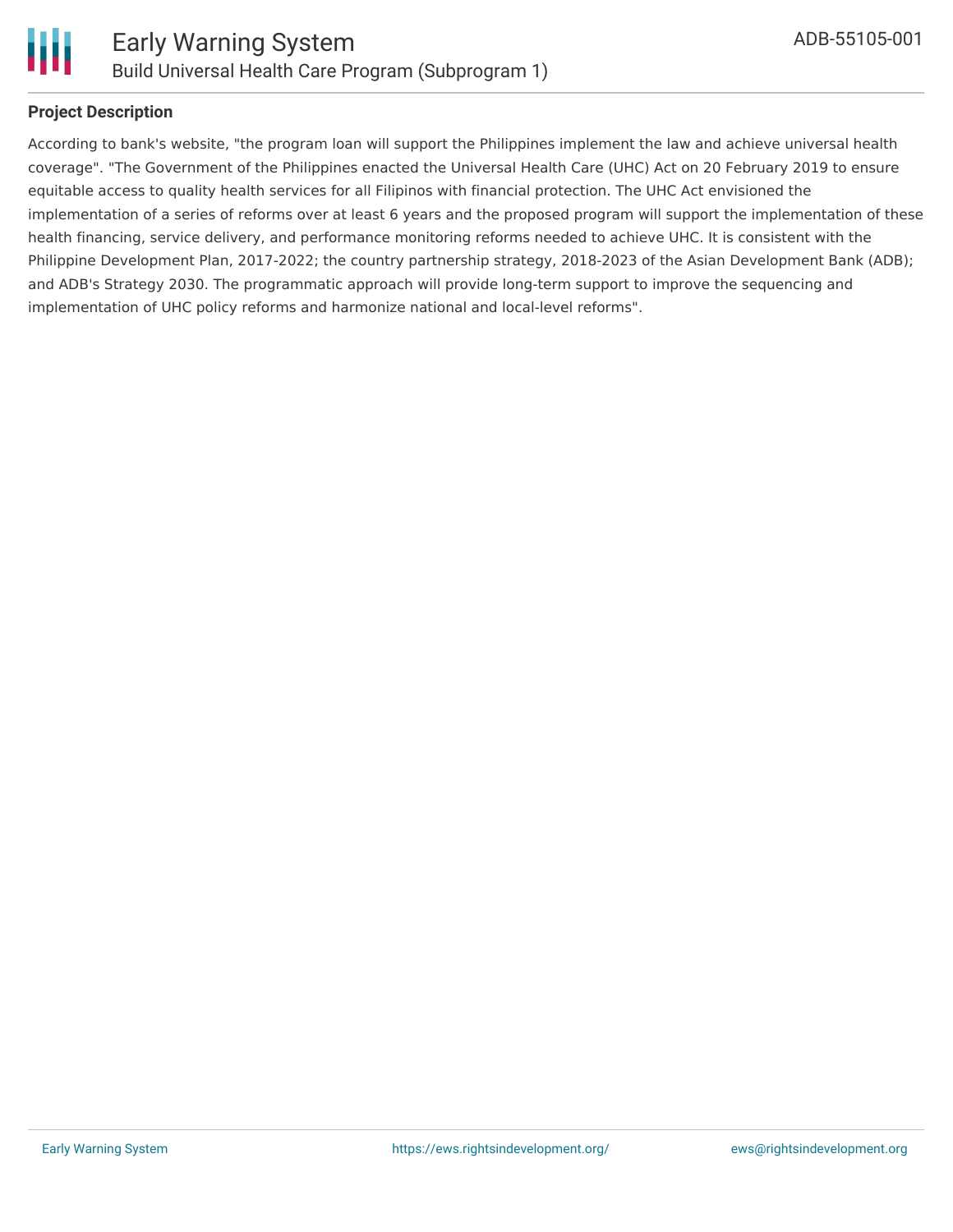## Project Description

According to bank's website, "the program loan will support the Philippines implement the law and achieve universal health coverage". "The Government of the Philippines enacted the Universal Health Care (UHC) Act on 20 February 2019 to ensure equitable access to quality health services for all Filipinos with financial protection. The UHC Act envisioned the implementation of a series of reforms over at least 6 years and the proposed program will support the implementation of these health financing, service delivery, and performance monitoring reforms needed to achieve UHC. It is consistent with the Philippine Development Plan, 2017-2022; the country partnership strategy, 2018-2023 of the Asian Development Bank (ADB); and ADB's Strategy 2030. The programmatic approach will provide long-term support to improve the sequencing and implementation of UHC policy reforms and harmonize national and local-level reforms".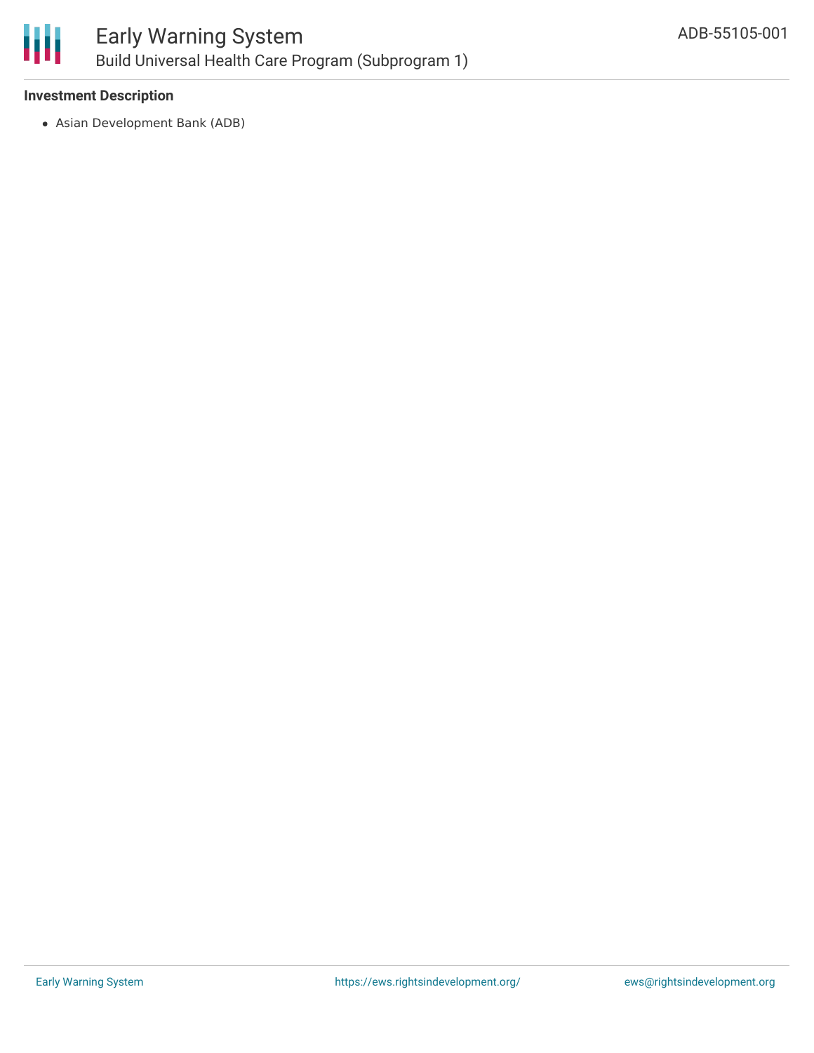### Investment Description

- Asian Development Bank (ADB)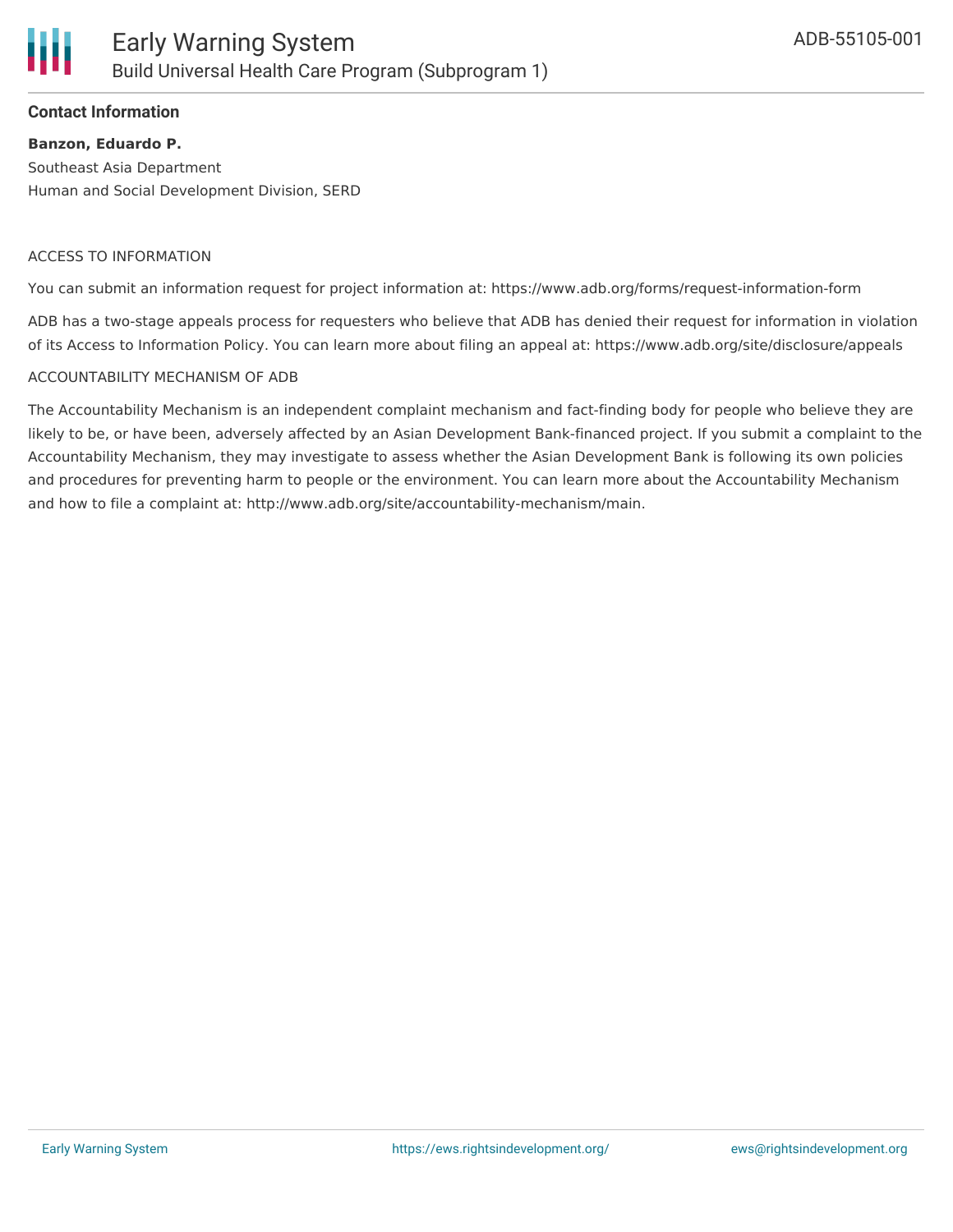### Contact Information

**Banzon, Eduardo P.**
Southeast Asia Department
Human and Social Development Division, SERD

ACCESS TO INFORMATION

You can submit an information request for project information at: https://www.adb.org/forms/request-information-form

ADB has a two-stage appeals process for requesters who believe that ADB has denied their request for information in violation of its Access to Information Policy. You can learn more about filing an appeal at: https://www.adb.org/site/disclosure/appeals

ACCOUNTABILITY MECHANISM OF ADB

The Accountability Mechanism is an independent complaint mechanism and fact-finding body for people who believe they are likely to be, or have been, adversely affected by an Asian Development Bank-financed project. If you submit a complaint to the Accountability Mechanism, they may investigate to assess whether the Asian Development Bank is following its own policies and procedures for preventing harm to people or the environment. You can learn more about the Accountability Mechanism and how to file a complaint at: http://www.adb.org/site/accountability-mechanism/main.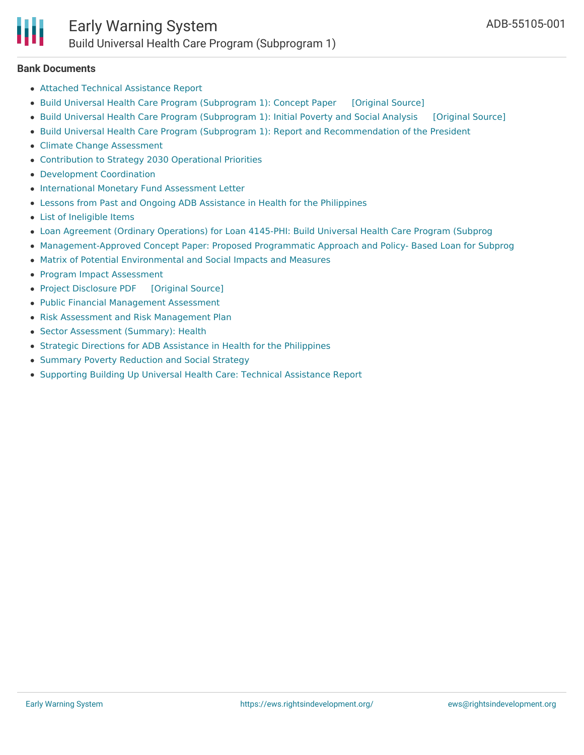### Bank Documents

- Attached Technical Assistance Report
- Build Universal Health Care Program (Subprogram 1): Concept Paper [Original Source]
- Build Universal Health Care Program (Subprogram 1): Initial Poverty and Social Analysis [Original Source]
- Build Universal Health Care Program (Subprogram 1): Report and Recommendation of the President
- Climate Change Assessment
- Contribution to Strategy 2030 Operational Priorities
- Development Coordination
- International Monetary Fund Assessment Letter
- Lessons from Past and Ongoing ADB Assistance in Health for the Philippines
- List of Ineligible Items
- Loan Agreement (Ordinary Operations) for Loan 4145-PHI: Build Universal Health Care Program (Subprog
- Management-Approved Concept Paper: Proposed Programmatic Approach and Policy- Based Loan for Subprog
- Matrix of Potential Environmental and Social Impacts and Measures
- Program Impact Assessment
- Project Disclosure PDF [Original Source]
- Public Financial Management Assessment
- Risk Assessment and Risk Management Plan
- Sector Assessment (Summary): Health
- Strategic Directions for ADB Assistance in Health for the Philippines
- Summary Poverty Reduction and Social Strategy
- Supporting Building Up Universal Health Care: Technical Assistance Report